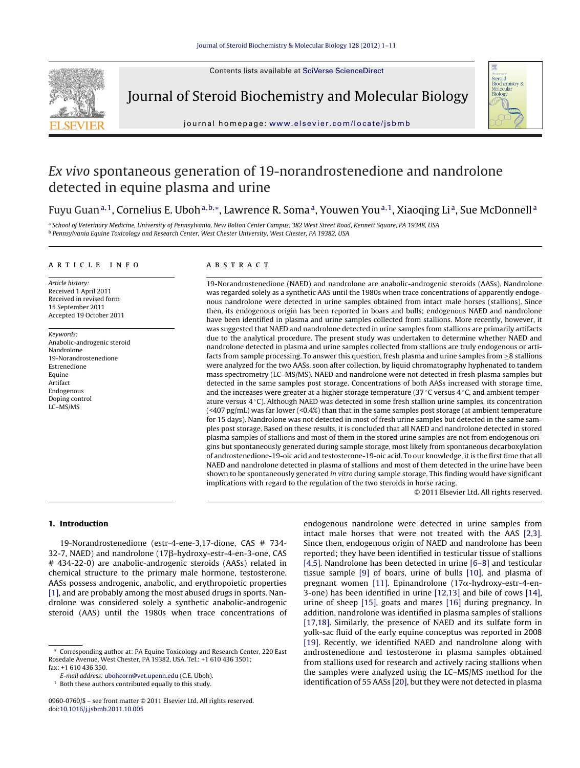# *Ex vivo* spontaneous generation of 19-norandrostenedione and nandrolone detected in equine plasma and urine

Fuyu Guan[a,1], Cornelius E. Uboh[a,b,*], Lawrence R. Soma[a], Youwen You[a,1], Xiaoqing Li[a], Sue McDonnell[a]

[a] School of Veterinary Medicine, University of Pennsylvania, New Bolton Center Campus, 382 West Street Road, Kennett Square, PA 19348, USA
[b] Pennsylvania Equine Toxicology and Research Center, West Chester University, West Chester, PA 19382, USA

**ARTICLE INFO**

*Article history:*
Received 1 April 2011
Received in revised form
15 September 2011
Accepted 19 October 2011

*Keywords:*
Anabolic-androgenic steroid
Nandrolone
19-Norandrostenedione
Estrenedione
Equine
Artifact
Endogenous
Doping control
LC–MS/MS

**ABSTRACT**

19-Norandrostenedione (NAED) and nandrolone are anabolic-androgenic steroids (AASs). Nandrolone was regarded solely as a synthetic AAS until the 1980s when trace concentrations of apparently endogenous nandrolone were detected in urine samples obtained from intact male horses (stallions). Since then, its endogenous origin has been reported in boars and bulls; endogenous NAED and nandrolone have been identified in plasma and urine samples collected from stallions. More recently, however, it was suggested that NAED and nandrolone detected in urine samples from stallions are primarily artifacts due to the analytical procedure. The present study was undertaken to determine whether NAED and nandrolone detected in plasma and urine samples collected from stallions are truly endogenous or artifacts from sample processing. To answer this question, fresh plasma and urine samples from ≥8 stallions were analyzed for the two AASs, soon after collection, by liquid chromatography hyphenated to tandem mass spectrometry (LC–MS/MS). NAED and nandrolone were not detected in fresh plasma samples but detected in the same samples post storage. Concentrations of both AASs increased with storage time, and the increases were greater at a higher storage temperature (37 °C versus 4 °C, and ambient temperature versus 4 °C). Although NAED was detected in some fresh stallion urine samples, its concentration (<407 pg/mL) was far lower (<0.4%) than that in the same samples post storage (at ambient temperature for 15 days). Nandrolone was not detected in most of fresh urine samples but detected in the same samples post storage. Based on these results, it is concluded that all NAED and nandrolone detected in stored plasma samples of stallions and most of them in the stored urine samples are not from endogenous origins but spontaneously generated during sample storage, most likely from spontaneous decarboxylation of androstenedione-19-oic acid and testosterone-19-oic acid. To our knowledge, it is the first time that all NAED and nandrolone detected in plasma of stallions and most of them detected in the urine have been shown to be spontaneously generated *in vitro* during sample storage. This finding would have significant implications with regard to the regulation of the two steroids in horse racing.

© 2011 Elsevier Ltd. All rights reserved.

## 1. Introduction

19-Norandrostenedione (estr-4-ene-3,17-dione, CAS # 734-32-7, NAED) and nandrolone (17β-hydroxy-estr-4-en-3-one, CAS # 434-22-0) are anabolic-androgenic steroids (AASs) related in chemical structure to the primary male hormone, testosterone. AASs possess androgenic, anabolic, and erythropoietic properties [1], and are probably among the most abused drugs in sports. Nandrolone was considered solely a synthetic anabolic-androgenic steroid (AAS) until the 1980s when trace concentrations of endogenous nandrolone were detected in urine samples from intact male horses that were not treated with the AAS [2,3]. Since then, endogenous origin of NAED and nandrolone has been reported; they have been identified in testicular tissue of stallions [4,5]. Nandrolone has been detected in urine [6–8] and testicular tissue sample [9] of boars, urine of bulls [10], and plasma of pregnant women [11]. Epinandrolone (17α-hydroxy-estr-4-en-3-one) has been identified in urine [12,13] and bile of cows [14], urine of sheep [15], goats and mares [16] during pregnancy. In addition, nandrolone was identified in plasma samples of stallions [17,18]. Similarly, the presence of NAED and its sulfate form in yolk-sac fluid of the early equine conceptus was reported in 2008 [19]. Recently, we identified NAED and nandrolone along with androstenedione and testosterone in plasma samples obtained from stallions used for research and actively racing stallions when the samples were analyzed using the LC–MS/MS method for the identification of 55 AASs [20], but they were not detected in plasma

* Corresponding author at: PA Equine Toxicology and Research Center, 220 East Rosedale Avenue, West Chester, PA 19382, USA. Tel.: +1 610 436 3501; fax: +1 610 436 350.
E-mail address: ubohcorn@vet.upenn.edu (C.E. Uboh).
[1] Both these authors contributed equally to this study.

0960-0760/$ – see front matter © 2011 Elsevier Ltd. All rights reserved.
doi:10.1016/j.jsbmb.2011.10.005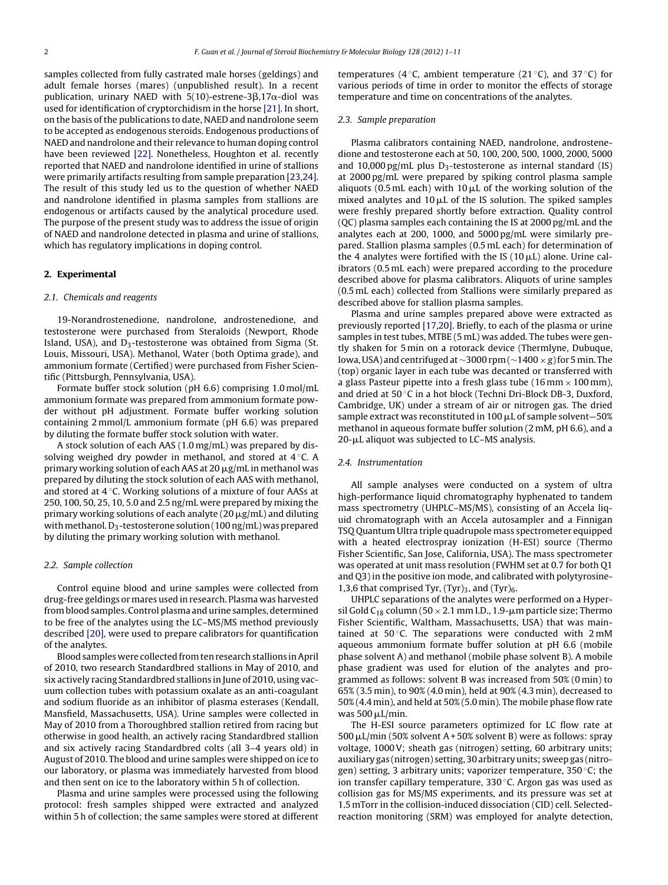samples collected from fully castrated male horses (geldings) and adult female horses (mares) (unpublished result). In a recent publication, urinary NAED with 5(10)-estrene-3β,17α-diol was used for identification of cryptorchidism in the horse [21]. In short, on the basis of the publications to date, NAED and nandrolone seem to be accepted as endogenous steroids. Endogenous productions of NAED and nandrolone and their relevance to human doping control have been reviewed [22]. Nonetheless, Houghton et al. recently reported that NAED and nandrolone identified in urine of stallions were primarily artifacts resulting from sample preparation [23,24]. The result of this study led us to the question of whether NAED and nandrolone identified in plasma samples from stallions are endogenous or artifacts caused by the analytical procedure used. The purpose of the present study was to address the issue of origin of NAED and nandrolone detected in plasma and urine of stallions, which has regulatory implications in doping control.

## 2. Experimental

### 2.1. Chemicals and reagents

19-Norandrostenedione, nandrolone, androstenedione, and testosterone were purchased from Steraloids (Newport, Rhode Island, USA), and $D_3$-testosterone was obtained from Sigma (St. Louis, Missouri, USA). Methanol, Water (both Optima grade), and ammonium formate (Certified) were purchased from Fisher Scientific (Pittsburgh, Pennsylvania, USA).

Formate buffer stock solution (pH 6.6) comprising 1.0 mol/mL ammonium formate was prepared from ammonium formate powder without pH adjustment. Formate buffer working solution containing 2 mmol/L ammonium formate (pH 6.6) was prepared by diluting the formate buffer stock solution with water.

A stock solution of each AAS (1.0 mg/mL) was prepared by dissolving weighed dry powder in methanol, and stored at 4 °C. A primary working solution of each AAS at 20 μg/mL in methanol was prepared by diluting the stock solution of each AAS with methanol, and stored at 4 °C. Working solutions of a mixture of four AASs at 250, 100, 50, 25, 10, 5.0 and 2.5 ng/mL were prepared by mixing the primary working solutions of each analyte (20 μg/mL) and diluting with methanol. $D_3$-testosterone solution (100 ng/mL) was prepared by diluting the primary working solution with methanol.

### 2.2. Sample collection

Control equine blood and urine samples were collected from drug-free geldings or mares used in research. Plasma was harvested from blood samples. Control plasma and urine samples, determined to be free of the analytes using the LC–MS/MS method previously described [20], were used to prepare calibrators for quantification of the analytes.

Blood samples were collected from ten research stallions in April of 2010, two research Standardbred stallions in May of 2010, and six actively racing Standardbred stallions in June of 2010, using vacuum collection tubes with potassium oxalate as an anti-coagulant and sodium fluoride as an inhibitor of plasma esterases (Kendall, Mansfield, Massachusetts, USA). Urine samples were collected in May of 2010 from a Thoroughbred stallion retired from racing but otherwise in good health, an actively racing Standardbred stallion and six actively racing Standardbred colts (all 3–4 years old) in August of 2010. The blood and urine samples were shipped on ice to our laboratory, or plasma was immediately harvested from blood and then sent on ice to the laboratory within 5 h of collection.

Plasma and urine samples were processed using the following protocol: fresh samples shipped were extracted and analyzed within 5 h of collection; the same samples were stored at different temperatures (4 °C, ambient temperature (21 °C), and 37 °C) for various periods of time in order to monitor the effects of storage temperature and time on concentrations of the analytes.

### 2.3. Sample preparation

Plasma calibrators containing NAED, nandrolone, androstenedione and testosterone each at 50, 100, 200, 500, 1000, 2000, 5000 and 10,000 pg/mL plus $D_3$-testosterone as internal standard (IS) at 2000 pg/mL were prepared by spiking control plasma sample aliquots (0.5 mL each) with 10 μL of the working solution of the mixed analytes and 10 μL of the IS solution. The spiked samples were freshly prepared shortly before extraction. Quality control (QC) plasma samples each containing the IS at 2000 pg/mL and the analytes each at 200, 1000, and 5000 pg/mL were similarly prepared. Stallion plasma samples (0.5 mL each) for determination of the 4 analytes were fortified with the IS (10 μL) alone. Urine calibrators (0.5 mL each) were prepared according to the procedure described above for plasma calibrators. Aliquots of urine samples (0.5 mL each) collected from Stallions were similarly prepared as described above for stallion plasma samples.

Plasma and urine samples prepared above were extracted as previously reported [17,20]. Briefly, to each of the plasma or urine samples in test tubes, MTBE (5 mL) was added. The tubes were gently shaken for 5 min on a rotorack device (Thermlyne, Dubuque, Iowa, USA) and centrifuged at ~3000 rpm (~1400 × g) for 5 min. The (top) organic layer in each tube was decanted or transferred with a glass Pasteur pipette into a fresh glass tube (16 mm × 100 mm), and dried at 50 °C in a hot block (Techni Dri-Block DB-3, Duxford, Cambridge, UK) under a stream of air or nitrogen gas. The dried sample extract was reconstituted in 100 μL of sample solvent—50% methanol in aqueous formate buffer solution (2 mM, pH 6.6), and a 20-μL aliquot was subjected to LC–MS analysis.

### 2.4. Instrumentation

All sample analyses were conducted on a system of ultra high-performance liquid chromatography hyphenated to tandem mass spectrometry (UHPLC–MS/MS), consisting of an Accela liquid chromatograph with an Accela autosampler and a Finnigan TSQ Quantum Ultra triple quadrupole mass spectrometer equipped with a heated electrospray ionization (H-ESI) source (Thermo Fisher Scientific, San Jose, California, USA). The mass spectrometer was operated at unit mass resolution (FWHM set at 0.7 for both Q1 and Q3) in the positive ion mode, and calibrated with polytyrosine-1,3,6 that comprised Tyr, $(Tyr)_3$, and $(Tyr)_6$.

UHPLC separations of the analytes were performed on a Hypersil Gold $C_{18}$ column (50 × 2.1 mm I.D., 1.9-μm particle size; Thermo Fisher Scientific, Waltham, Massachusetts, USA) that was maintained at 50 °C. The separations were conducted with 2 mM aqueous ammonium formate buffer solution at pH 6.6 (mobile phase solvent A) and methanol (mobile phase solvent B). A mobile phase gradient was used for elution of the analytes and programmed as follows: solvent B was increased from 50% (0 min) to 65% (3.5 min), to 90% (4.0 min), held at 90% (4.3 min), decreased to 50% (4.4 min), and held at 50% (5.0 min). The mobile phase flow rate was 500 μL/min.

The H-ESI source parameters optimized for LC flow rate at 500 μL/min (50% solvent A + 50% solvent B) were as follows: spray voltage, 1000 V; sheath gas (nitrogen) setting, 60 arbitrary units; auxiliary gas (nitrogen) setting, 30 arbitrary units; sweep gas (nitrogen) setting, 3 arbitrary units; vaporizer temperature, 350 °C; the ion transfer capillary temperature, 330 °C. Argon gas was used as collision gas for MS/MS experiments, and its pressure was set at 1.5 mTorr in the collision-induced dissociation (CID) cell. Selected-reaction monitoring (SRM) was employed for analyte detection,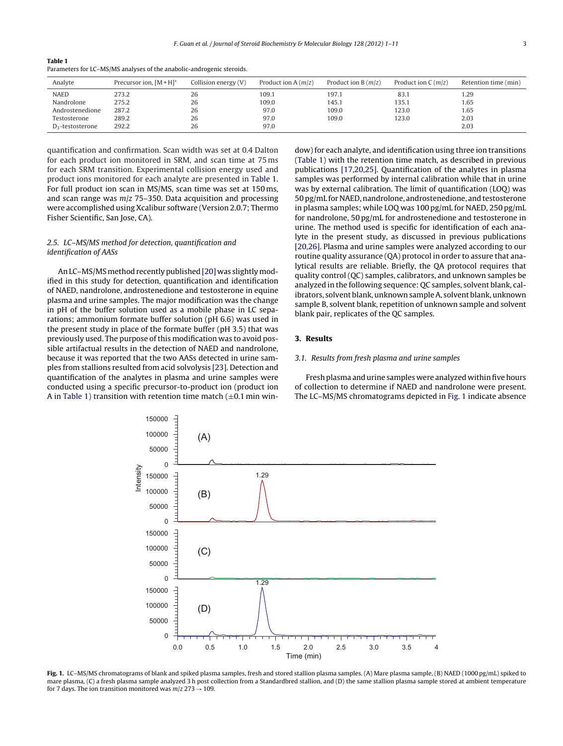**Table 1**
Parameters for LC–MS/MS analyses of the anabolic-androgenic steroids.

| Analyte | Precursor ion, $[M+H]^+$ | Collision energy (V) | Product ion A ($m/z$) | Product ion B ($m/z$) | Product ion C ($m/z$) | Retention time (min) |
|---|---|---|---|---|---|---|
| NAED | 273.2 | 26 | 109.1 | 197.1 | 83.1 | 1.29 |
| Nandrolone | 275.2 | 26 | 109.0 | 145.1 | 135.1 | 1.65 |
| Androstenedione | 287.2 | 26 | 97.0 | 109.0 | 123.0 | 1.65 |
| Testosterone | 289.2 | 26 | 97.0 | 109.0 | 123.0 | 2.03 |
| $D_3$-testosterone | 292.2 | 26 | 97.0 | | | 2.03 |

quantification and confirmation. Scan width was set at 0.4 Dalton for each product ion monitored in SRM, and scan time at 75 ms for each SRM transition. Experimental collision energy used and product ions monitored for each analyte are presented in Table 1. For full product ion scan in MS/MS, scan time was set at 150 ms, and scan range was $m/z$ 75–350. Data acquisition and processing were accomplished using Xcalibur software (Version 2.0.7; Thermo Fisher Scientific, San Jose, CA).

### 2.5. LC–MS/MS method for detection, quantification and identification of AASs

An LC–MS/MS method recently published [20] was slightly modified in this study for detection, quantification and identification of NAED, nandrolone, androstenedione and testosterone in equine plasma and urine samples. The major modification was the change in pH of the buffer solution used as a mobile phase in LC separations; ammonium formate buffer solution (pH 6.6) was used in the present study in place of the formate buffer (pH 3.5) that was previously used. The purpose of this modification was to avoid possible artifactual results in the detection of NAED and nandrolone, because it was reported that the two AASs detected in urine samples from stallions resulted from acid solvolysis [23]. Detection and quantification of the analytes in plasma and urine samples were conducted using a specific precursor-to-product ion (product ion A in Table 1) transition with retention time match (±0.1 min window) for each analyte, and identification using three ion transitions (Table 1) with the retention time match, as described in previous publications [17,20,25]. Quantification of the analytes in plasma samples was performed by internal calibration while that in urine was by external calibration. The limit of quantification (LOQ) was 50 pg/mL for NAED, nandrolone, androstenedione, and testosterone in plasma samples; while LOQ was 100 pg/mL for NAED, 250 pg/mL for nandrolone, 50 pg/mL for androstenedione and testosterone in urine. The method used is specific for identification of each analyte in the present study, as discussed in previous publications [20,26]. Plasma and urine samples were analyzed according to our routine quality assurance (QA) protocol in order to assure that analytical results are reliable. Briefly, the QA protocol requires that quality control (QC) samples, calibrators, and unknown samples be analyzed in the following sequence: QC samples, solvent blank, calibrators, solvent blank, unknown sample A, solvent blank, unknown sample B, solvent blank, repetition of unknown sample and solvent blank pair, replicates of the QC samples.

## 3. Results

### 3.1. Results from fresh plasma and urine samples

Fresh plasma and urine samples were analyzed within five hours of collection to determine if NAED and nandrolone were present. The LC–MS/MS chromatograms depicted in Fig. 1 indicate absence

**Fig. 1.** LC–MS/MS chromatograms of blank and spiked plasma samples, fresh and stored stallion plasma samples. (A) Mare plasma sample, (B) NAED (1000 pg/mL) spiked to mare plasma, (C) a fresh plasma sample analyzed 3 h post collection from a Standardbred stallion, and (D) the same stallion plasma sample stored at ambient temperature for 7 days. The ion transition monitored was $m/z$ 273 → 109.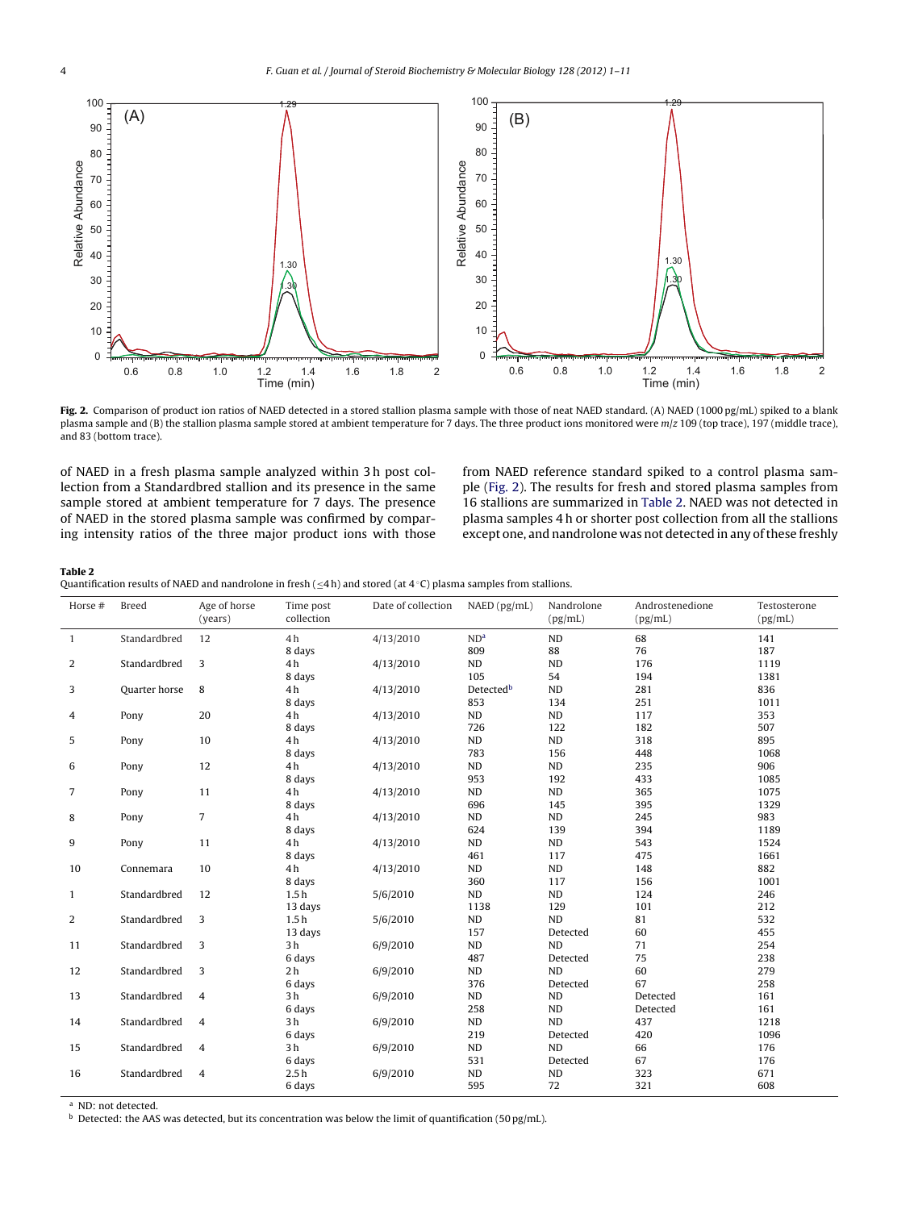**Fig. 2.** Comparison of product ion ratios of NAED detected in a stored stallion plasma sample with those of neat NAED standard. (A) NAED (1000 pg/mL) spiked to a blank plasma sample and (B) the stallion plasma sample stored at ambient temperature for 7 days. The three product ions monitored were $m/z$ 109 (top trace), 197 (middle trace), and 83 (bottom trace).

of NAED in a fresh plasma sample analyzed within 3 h post collection from a Standardbred stallion and its presence in the same sample stored at ambient temperature for 7 days. The presence of NAED in the stored plasma sample was confirmed by comparing intensity ratios of the three major product ions with those from NAED reference standard spiked to a control plasma sample (Fig. 2). The results for fresh and stored plasma samples from 16 stallions are summarized in Table 2. NAED was not detected in plasma samples 4 h or shorter post collection from all the stallions except one, and nandrolone was not detected in any of these freshly

**Table 2**
Quantification results of NAED and nandrolone in fresh (≤4 h) and stored (at 4 °C) plasma samples from stallions.

| Horse # | Breed | Age of horse (years) | Time post collection | Date of collection | NAED (pg/mL) | Nandrolone (pg/mL) | Androstenedione (pg/mL) | Testosterone (pg/mL) |
|---|---|---|---|---|---|---|---|---|
| 1 | Standardbred | 12 | 4 h | 4/13/2010 | ND[a] | ND | 68 | 141 |
| | | | 8 days | | 809 | 88 | 76 | 187 |
| 2 | Standardbred | 3 | 4 h | 4/13/2010 | ND | ND | 176 | 1119 |
| | | | 8 days | | 105 | 54 | 194 | 1381 |
| 3 | Quarter horse | 8 | 4 h | 4/13/2010 | Detected[b] | ND | 281 | 836 |
| | | | 8 days | | 853 | 134 | 251 | 1011 |
| 4 | Pony | 20 | 4 h | 4/13/2010 | ND | ND | 117 | 353 |
| | | | 8 days | | 726 | 122 | 182 | 507 |
| 5 | Pony | 10 | 4 h | 4/13/2010 | ND | ND | 318 | 895 |
| | | | 8 days | | 783 | 156 | 448 | 1068 |
| 6 | Pony | 12 | 4 h | 4/13/2010 | ND | ND | 235 | 906 |
| | | | 8 days | | 953 | 192 | 433 | 1085 |
| 7 | Pony | 11 | 4 h | 4/13/2010 | ND | ND | 365 | 1075 |
| | | | 8 days | | 696 | 145 | 395 | 1329 |
| 8 | Pony | 7 | 4 h | 4/13/2010 | ND | ND | 245 | 983 |
| | | | 8 days | | 624 | 139 | 394 | 1189 |
| 9 | Pony | 11 | 4 h | 4/13/2010 | ND | ND | 543 | 1524 |
| | | | 8 days | | 461 | 117 | 475 | 1661 |
| 10 | Connemara | 10 | 4 h | 4/13/2010 | ND | ND | 148 | 882 |
| | | | 8 days | | 360 | 117 | 156 | 1001 |
| 1 | Standardbred | 12 | 1.5 h | 5/6/2010 | ND | ND | 124 | 246 |
| | | | 13 days | | 1138 | 129 | 101 | 212 |
| 2 | Standardbred | 3 | 1.5 h | 5/6/2010 | ND | ND | 81 | 532 |
| | | | 13 days | | 157 | Detected | 60 | 455 |
| 11 | Standardbred | 3 | 3 h | 6/9/2010 | ND | ND | 71 | 254 |
| | | | 6 days | | 487 | Detected | 75 | 238 |
| 12 | Standardbred | 3 | 2 h | 6/9/2010 | ND | ND | 60 | 279 |
| | | | 6 days | | 376 | Detected | 67 | 258 |
| 13 | Standardbred | 4 | 3 h | 6/9/2010 | ND | ND | Detected | 161 |
| | | | 6 days | | 258 | ND | Detected | 161 |
| 14 | Standardbred | 4 | 3 h | 6/9/2010 | ND | ND | 437 | 1218 |
| | | | 6 days | | 219 | Detected | 420 | 1096 |
| 15 | Standardbred | 4 | 3 h | 6/9/2010 | ND | ND | 66 | 176 |
| | | | 6 days | | 531 | Detected | 67 | 176 |
| 16 | Standardbred | 4 | 2.5 h | 6/9/2010 | ND | ND | 323 | 671 |
| | | | 6 days | | 595 | 72 | 321 | 608 |

[a] ND: not detected.
[b] Detected: the AAS was detected, but its concentration was below the limit of quantification (50 pg/mL).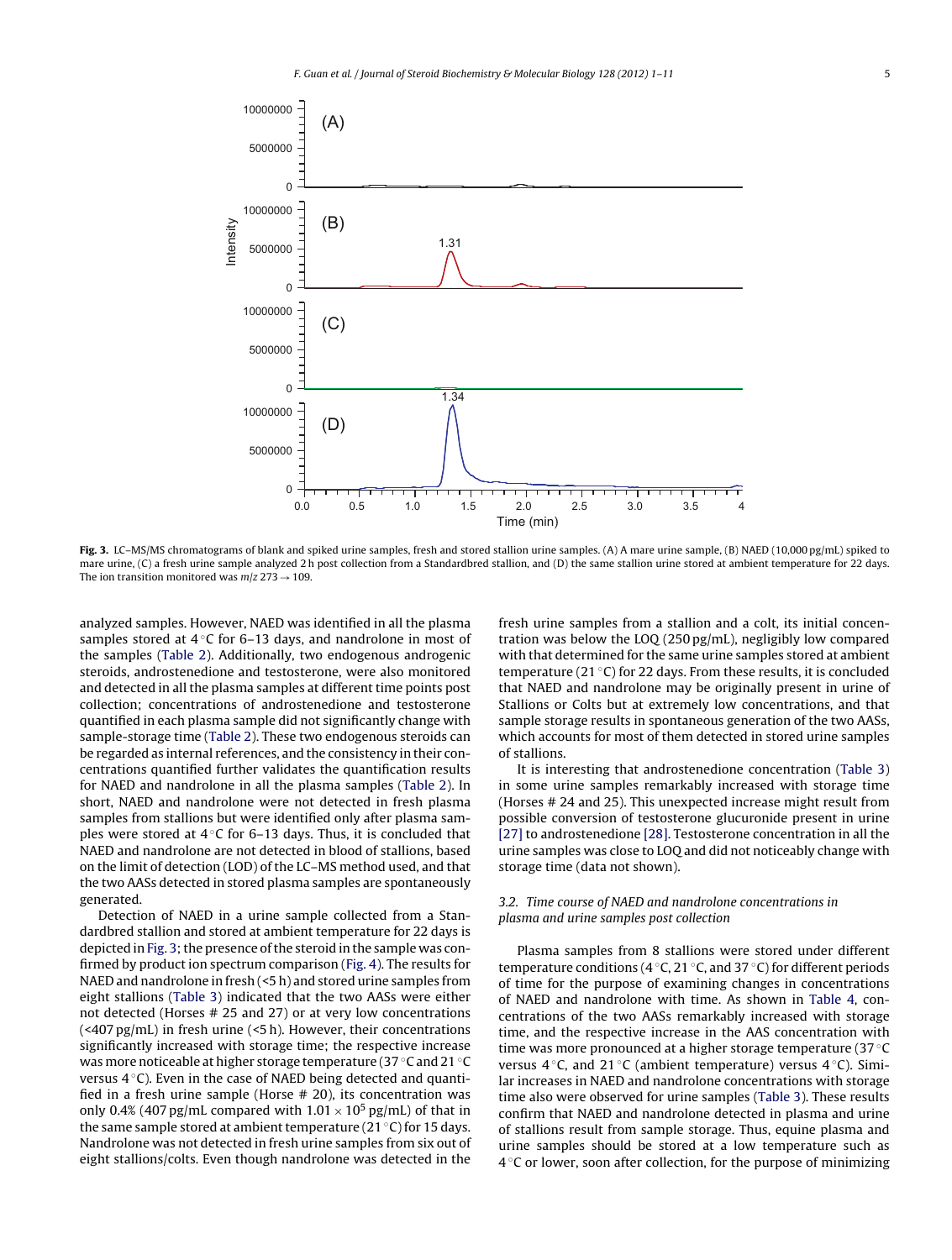Fig. 3. LC–MS/MS chromatograms of blank and spiked urine samples, fresh and stored stallion urine samples. (A) A mare urine sample, (B) NAED (10,000 pg/mL) spiked to mare urine, (C) a fresh urine sample analyzed 2 h post collection from a Standardbred stallion, and (D) the same stallion urine stored at ambient temperature for 22 days. The ion transition monitored was $m/z$ 273 → 109.

analyzed samples. However, NAED was identified in all the plasma samples stored at 4 °C for 6–13 days, and nandrolone in most of the samples (Table 2). Additionally, two endogenous androgenic steroids, androstenedione and testosterone, were also monitored and detected in all the plasma samples at different time points post collection; concentrations of androstenedione and testosterone quantified in each plasma sample did not significantly change with sample-storage time (Table 2). These two endogenous steroids can be regarded as internal references, and the consistency in their concentrations quantified further validates the quantification results for NAED and nandrolone in all the plasma samples (Table 2). In short, NAED and nandrolone were not detected in fresh plasma samples from stallions but were identified only after plasma samples were stored at 4 °C for 6–13 days. Thus, it is concluded that NAED and nandrolone are not detected in blood of stallions, based on the limit of detection (LOD) of the LC–MS method used, and that the two AASs detected in stored plasma samples are spontaneously generated.

Detection of NAED in a urine sample collected from a Standardbred stallion and stored at ambient temperature for 22 days is depicted in Fig. 3; the presence of the steroid in the sample was confirmed by product ion spectrum comparison (Fig. 4). The results for NAED and nandrolone in fresh (<5 h) and stored urine samples from eight stallions (Table 3) indicated that the two AASs were either not detected (Horses # 25 and 27) or at very low concentrations (<407 pg/mL) in fresh urine (<5 h). However, their concentrations significantly increased with storage time; the respective increase was more noticeable at higher storage temperature (37 °C and 21 °C versus 4 °C). Even in the case of NAED being detected and quantified in a fresh urine sample (Horse # 20), its concentration was only 0.4% (407 pg/mL compared with $1.01 \times 10^5$ pg/mL) of that in the same sample stored at ambient temperature (21 °C) for 15 days. Nandrolone was not detected in fresh urine samples from six out of eight stallions/colts. Even though nandrolone was detected in the fresh urine samples from a stallion and a colt, its initial concentration was below the LOQ (250 pg/mL), negligibly low compared with that determined for the same urine samples stored at ambient temperature (21 °C) for 22 days. From these results, it is concluded that NAED and nandrolone may be originally present in urine of Stallions or Colts but at extremely low concentrations, and that sample storage results in spontaneous generation of the two AASs, which accounts for most of them detected in stored urine samples of stallions.

It is interesting that androstenedione concentration (Table 3) in some urine samples remarkably increased with storage time (Horses # 24 and 25). This unexpected increase might result from possible conversion of testosterone glucuronide present in urine [27] to androstenedione [28]. Testosterone concentration in all the urine samples was close to LOQ and did not noticeably change with storage time (data not shown).

### 3.2. Time course of NAED and nandrolone concentrations in plasma and urine samples post collection

Plasma samples from 8 stallions were stored under different temperature conditions (4 °C, 21 °C, and 37 °C) for different periods of time for the purpose of examining changes in concentrations of NAED and nandrolone with time. As shown in Table 4, concentrations of the two AASs remarkably increased with storage time, and the respective increase in the AAS concentration with time was more pronounced at a higher storage temperature (37 °C versus 4 °C, and 21 °C (ambient temperature) versus 4 °C). Similar increases in NAED and nandrolone concentrations with storage time also were observed for urine samples (Table 3). These results confirm that NAED and nandrolone detected in plasma and urine of stallions result from sample storage. Thus, equine plasma and urine samples should be stored at a low temperature such as 4 °C or lower, soon after collection, for the purpose of minimizing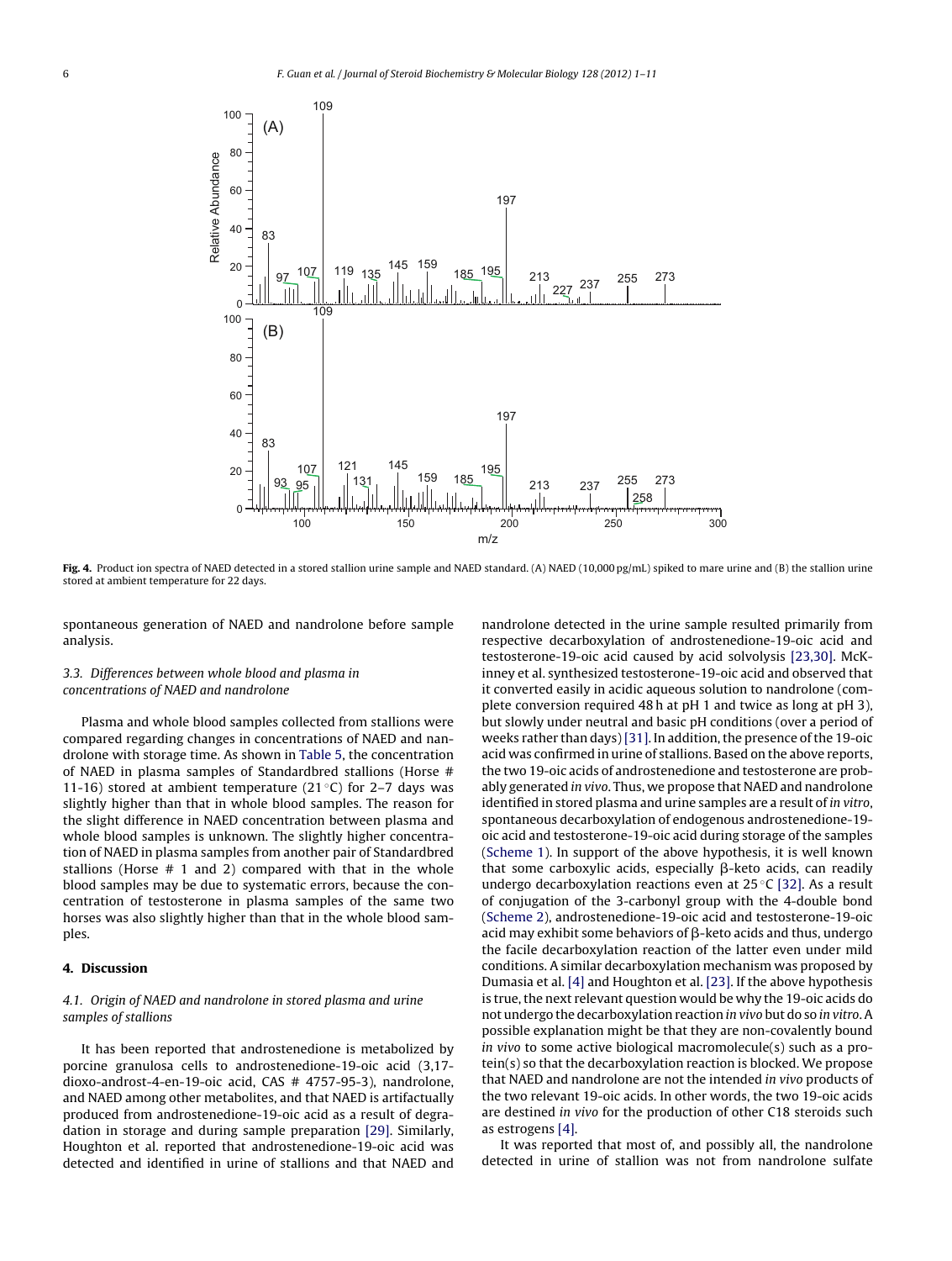**Fig. 4.** Product ion spectra of NAED detected in a stored stallion urine sample and NAED standard. (A) NAED (10,000 pg/mL) spiked to mare urine and (B) the stallion urine stored at ambient temperature for 22 days.

spontaneous generation of NAED and nandrolone before sample analysis.

### 3.3. Differences between whole blood and plasma in concentrations of NAED and nandrolone

Plasma and whole blood samples collected from stallions were compared regarding changes in concentrations of NAED and nandrolone with storage time. As shown in Table 5, the concentration of NAED in plasma samples of Standardbred stallions (Horse # 11-16) stored at ambient temperature (21 °C) for 2–7 days was slightly higher than that in whole blood samples. The reason for the slight difference in NAED concentration between plasma and whole blood samples is unknown. The slightly higher concentration of NAED in plasma samples from another pair of Standardbred stallions (Horse # 1 and 2) compared with that in the whole blood samples may be due to systematic errors, because the concentration of testosterone in plasma samples of the same two horses was also slightly higher than that in the whole blood samples.

## 4. Discussion

### 4.1. Origin of NAED and nandrolone in stored plasma and urine samples of stallions

It has been reported that androstenedione is metabolized by porcine granulosa cells to androstenedione-19-oic acid (3,17-dioxo-androst-4-en-19-oic acid, CAS # 4757-95-3), nandrolone, and NAED among other metabolites, and that NAED is artifactually produced from androstenedione-19-oic acid as a result of degradation in storage and during sample preparation [29]. Similarly, Houghton et al. reported that androstenedione-19-oic acid was detected and identified in urine of stallions and that NAED and nandrolone detected in the urine sample resulted primarily from respective decarboxylation of androstenedione-19-oic acid and testosterone-19-oic acid caused by acid solvolysis [23,30]. McKinney et al. synthesized testosterone-19-oic acid and observed that it converted easily in acidic aqueous solution to nandrolone (complete conversion required 48 h at pH 1 and twice as long at pH 3), but slowly under neutral and basic pH conditions (over a period of weeks rather than days) [31]. In addition, the presence of the 19-oic acid was confirmed in urine of stallions. Based on the above reports, the two 19-oic acids of androstenedione and testosterone are probably generated *in vivo*. Thus, we propose that NAED and nandrolone identified in stored plasma and urine samples are a result of *in vitro*, spontaneous decarboxylation of endogenous androstenedione-19-oic acid and testosterone-19-oic acid during storage of the samples (Scheme 1). In support of the above hypothesis, it is well known that some carboxylic acids, especially β-keto acids, can readily undergo decarboxylation reactions even at 25 °C [32]. As a result of conjugation of the 3-carbonyl group with the 4-double bond (Scheme 2), androstenedione-19-oic acid and testosterone-19-oic acid may exhibit some behaviors of β-keto acids and thus, undergo the facile decarboxylation reaction of the latter even under mild conditions. A similar decarboxylation mechanism was proposed by Dumasia et al. [4] and Houghton et al. [23]. If the above hypothesis is true, the next relevant question would be why the 19-oic acids do not undergo the decarboxylation reaction *in vivo* but do so *in vitro*. A possible explanation might be that they are non-covalently bound *in vivo* to some active biological macromolecule(s) such as a protein(s) so that the decarboxylation reaction is blocked. We propose that NAED and nandrolone are not the intended *in vivo* products of the two relevant 19-oic acids. In other words, the two 19-oic acids are destined *in vivo* for the production of other C18 steroids such as estrogens [4].

It was reported that most of, and possibly all, the nandrolone detected in urine of stallion was not from nandrolone sulfate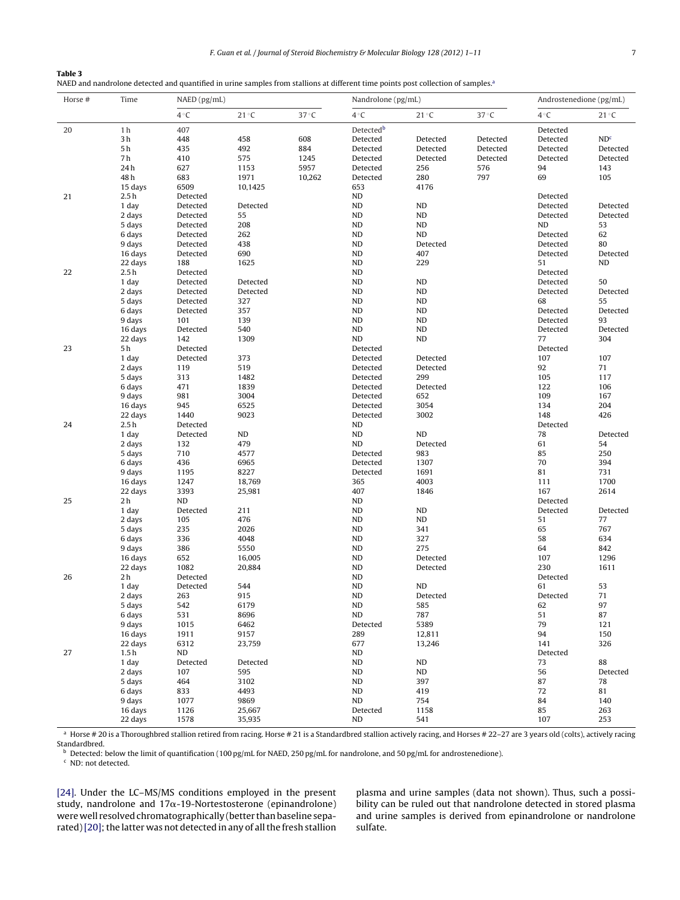**Table 3**
NAED and nandrolone detected and quantified in urine samples from stallions at different time points post collection of samples.[a]

| Horse # | Time | NAED (pg/mL) | | | Nandrolone (pg/mL) | | | Androstenedione (pg/mL) | |
|---|---|---|---|---|---|---|---|---|---|
| | | 4 °C | 21 °C | 37 °C | 4 °C | 21 °C | 37 °C | 4 °C | 21 °C |
| 20 | 1 h | 407 | | | Detected[b] | | | Detected | |
| | 3 h | 448 | 458 | 608 | Detected | Detected | Detected | Detected | ND[c] |
| | 5 h | 435 | 492 | 884 | Detected | Detected | Detected | Detected | Detected |
| | 7 h | 410 | 575 | 1245 | Detected | Detected | Detected | Detected | Detected |
| | 24 h | 627 | 1153 | 5957 | Detected | 256 | 576 | 94 | 143 |
| | 48 h | 683 | 1971 | 10,262 | Detected | 280 | 797 | 69 | 105 |
| | 15 days | 6509 | 10,1425 | | 653 | 4176 | | | |
| 21 | 2.5 h | Detected | | | ND | | | Detected | |
| | 1 day | Detected | Detected | | ND | ND | | Detected | Detected |
| | 2 days | Detected | 55 | | ND | ND | | Detected | Detected |
| | 5 days | Detected | 208 | | ND | ND | | ND | 53 |
| | 6 days | Detected | 262 | | ND | ND | | Detected | 62 |
| | 9 days | Detected | 438 | | ND | Detected | | Detected | 80 |
| | 16 days | Detected | 690 | | ND | 407 | | Detected | Detected |
| | 22 days | 188 | 1625 | | ND | 229 | | 51 | ND |
| 22 | 2.5 h | Detected | | | ND | | | Detected | |
| | 1 day | Detected | Detected | | ND | ND | | Detected | 50 |
| | 2 days | Detected | Detected | | ND | ND | | Detected | Detected |
| | 5 days | Detected | 327 | | ND | ND | | 68 | 55 |
| | 6 days | Detected | 357 | | ND | ND | | Detected | Detected |
| | 9 days | 101 | 139 | | ND | ND | | Detected | 93 |
| | 16 days | Detected | 540 | | ND | ND | | Detected | Detected |
| | 22 days | 142 | 1309 | | ND | ND | | 77 | 304 |
| 23 | 5 h | Detected | | | Detected | | | Detected | |
| | 1 day | Detected | 373 | | Detected | Detected | | 107 | 107 |
| | 2 days | 119 | 519 | | Detected | Detected | | 92 | 71 |
| | 5 days | 313 | 1482 | | Detected | 299 | | 105 | 117 |
| | 6 days | 471 | 1839 | | Detected | Detected | | 122 | 106 |
| | 9 days | 981 | 3004 | | Detected | 652 | | 109 | 167 |
| | 16 days | 945 | 6525 | | Detected | 3054 | | 134 | 204 |
| | 22 days | 1440 | 9023 | | Detected | 3002 | | 148 | 426 |
| 24 | 2.5 h | Detected | | | ND | | | Detected | |
| | 1 day | Detected | ND | | ND | ND | | 78 | Detected |
| | 2 days | 132 | 479 | | ND | Detected | | 61 | 54 |
| | 5 days | 710 | 4577 | | Detected | 983 | | 85 | 250 |
| | 6 days | 436 | 6965 | | Detected | 1307 | | 70 | 394 |
| | 9 days | 1195 | 8227 | | Detected | 1691 | | 81 | 731 |
| | 16 days | 1247 | 18,769 | | 365 | 4003 | | 111 | 1700 |
| | 22 days | 3393 | 25,981 | | 407 | 1846 | | 167 | 2614 |
| 25 | 2 h | ND | | | ND | | | Detected | |
| | 1 day | Detected | 211 | | ND | ND | | Detected | Detected |
| | 2 days | 105 | 476 | | ND | ND | | 51 | 77 |
| | 5 days | 235 | 2026 | | ND | 341 | | 65 | 767 |
| | 6 days | 336 | 4048 | | ND | 327 | | 58 | 634 |
| | 9 days | 386 | 5550 | | ND | 275 | | 64 | 842 |
| | 16 days | 652 | 16,005 | | ND | Detected | | 107 | 1296 |
| | 22 days | 1082 | 20,884 | | ND | Detected | | 230 | 1611 |
| 26 | 2 h | Detected | | | ND | | | Detected | |
| | 1 day | Detected | 544 | | ND | ND | | 61 | 53 |
| | 2 days | 263 | 915 | | ND | Detected | | Detected | 71 |
| | 5 days | 542 | 6179 | | ND | 585 | | 62 | 97 |
| | 6 days | 531 | 8696 | | ND | 787 | | 51 | 87 |
| | 9 days | 1015 | 6462 | | Detected | 5389 | | 79 | 121 |
| | 16 days | 1911 | 9157 | | 289 | 12,811 | | 94 | 150 |
| | 22 days | 6312 | 23,759 | | 677 | 13,246 | | 141 | 326 |
| 27 | 1.5 h | ND | | | ND | | | Detected | |
| | 1 day | Detected | Detected | | ND | ND | | 73 | 88 |
| | 2 days | 107 | 595 | | ND | ND | | 56 | Detected |
| | 5 days | 464 | 3102 | | ND | 397 | | 87 | 78 |
| | 6 days | 833 | 4493 | | ND | 419 | | 72 | 81 |
| | 9 days | 1077 | 9869 | | ND | 754 | | 84 | 140 |
| | 16 days | 1126 | 25,667 | | Detected | 1158 | | 85 | 263 |
| | 22 days | 1578 | 35,935 | | ND | 541 | | 107 | 253 |

[a] Horse # 20 is a Thoroughbred stallion retired from racing. Horse # 21 is a Standardbred stallion actively racing, and Horses # 22–27 are 3 years old (colts), actively racing Standardbred.

[b] Detected: below the limit of quantification (100 pg/mL for NAED, 250 pg/mL for nandrolone, and 50 pg/mL for androstenedione).

[c] ND: not detected.

[24]. Under the LC–MS/MS conditions employed in the present study, nandrolone and 17α-19-Nortestosterone (epinandrolone) were well resolved chromatographically (better than baseline separated) [20]; the latter was not detected in any of all the fresh stallion plasma and urine samples (data not shown). Thus, such a possibility can be ruled out that nandrolone detected in stored plasma and urine samples is derived from epinandrolone or nandrolone sulfate.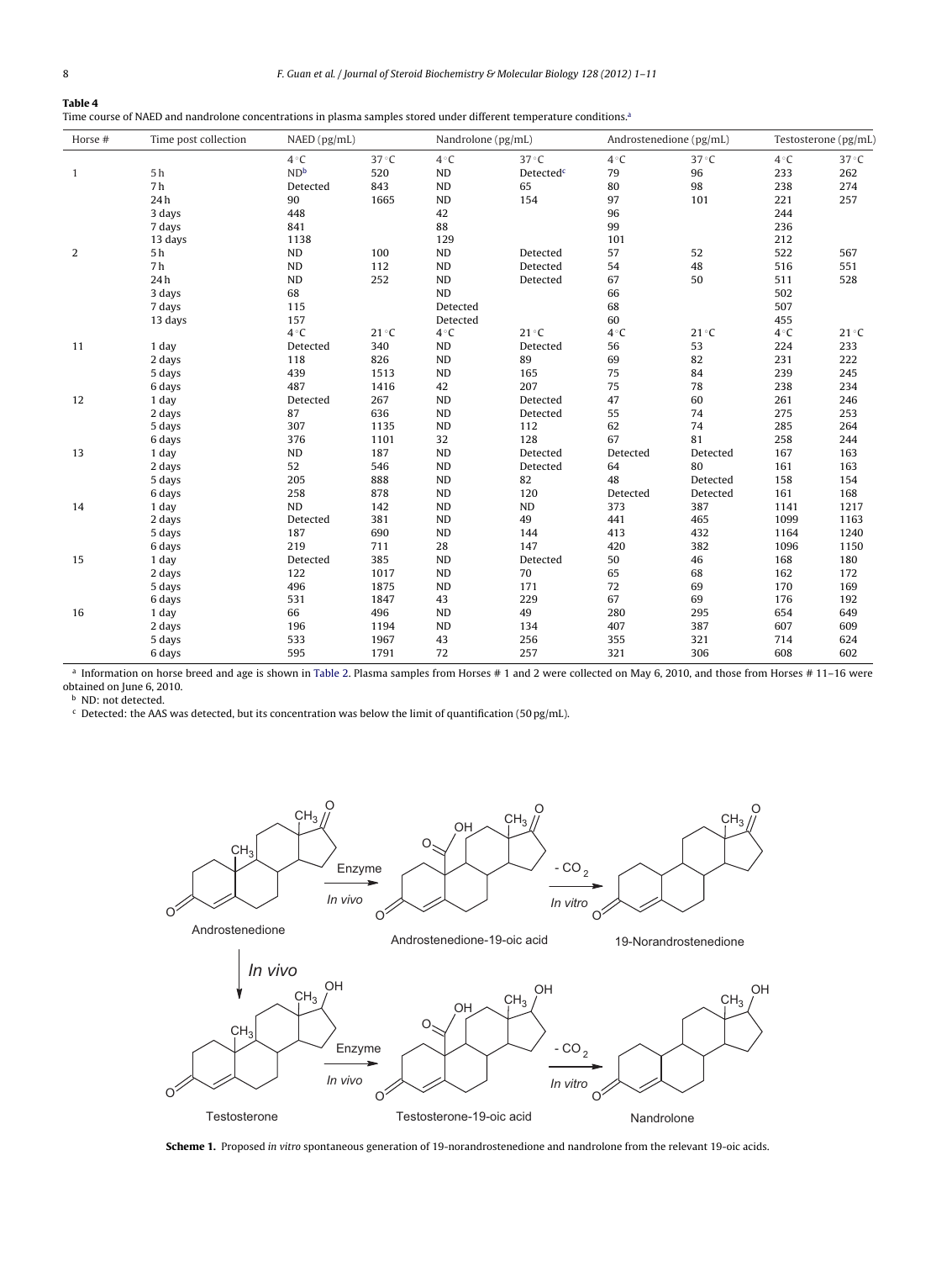**Table 4**
Time course of NAED and nandrolone concentrations in plasma samples stored under different temperature conditions.[a]

| Horse # | Time post collection | NAED (pg/mL) | | Nandrolone (pg/mL) | | Androstenedione (pg/mL) | | Testosterone (pg/mL) | |
|---|---|---|---|---|---|---|---|---|---|
| | | 4 °C | 37 °C | 4 °C | 37 °C | 4 °C | 37 °C | 4 °C | 37 °C |
| 1 | 5 h | ND[b] | 520 | ND | Detected[c] | 79 | 96 | 233 | 262 |
| | 7 h | Detected | 843 | ND | 65 | 80 | 98 | 238 | 274 |
| | 24 h | 90 | 1665 | ND | 154 | 97 | 101 | 221 | 257 |
| | 3 days | 448 | | 42 | | 96 | | 244 | |
| | 7 days | 841 | | 88 | | 99 | | 236 | |
| | 13 days | 1138 | | 129 | | 101 | | 212 | |
| 2 | 5 h | ND | 100 | ND | Detected | 57 | 52 | 522 | 567 |
| | 7 h | ND | 112 | ND | Detected | 54 | 48 | 516 | 551 |
| | 24 h | ND | 252 | ND | Detected | 67 | 50 | 511 | 528 |
| | 3 days | 68 | | ND | | 66 | | 502 | |
| | 7 days | 115 | | Detected | | 68 | | 507 | |
| | 13 days | 157 | | Detected | | 60 | | 455 | |
| | | 4 °C | 21 °C | 4 °C | 21 °C | 4 °C | 21 °C | 4 °C | 21 °C |
| 11 | 1 day | Detected | 340 | ND | Detected | 56 | 53 | 224 | 233 |
| | 2 days | 118 | 826 | ND | 89 | 69 | 82 | 231 | 222 |
| | 5 days | 439 | 1513 | ND | 165 | 75 | 84 | 239 | 245 |
| | 6 days | 487 | 1416 | 42 | 207 | 75 | 78 | 238 | 234 |
| 12 | 1 day | Detected | 267 | ND | Detected | 47 | 60 | 261 | 246 |
| | 2 days | 87 | 636 | ND | Detected | 55 | 74 | 275 | 253 |
| | 5 days | 307 | 1135 | ND | 112 | 62 | 74 | 285 | 264 |
| | 6 days | 376 | 1101 | 32 | 128 | 67 | 81 | 258 | 244 |
| 13 | 1 day | ND | 187 | ND | Detected | Detected | Detected | 167 | 163 |
| | 2 days | 52 | 546 | ND | Detected | 64 | 80 | 161 | 163 |
| | 5 days | 205 | 888 | ND | 82 | 48 | Detected | 158 | 154 |
| | 6 days | 258 | 878 | ND | 120 | Detected | Detected | 161 | 168 |
| 14 | 1 day | ND | 142 | ND | ND | 373 | 387 | 1141 | 1217 |
| | 2 days | Detected | 381 | ND | 49 | 441 | 465 | 1099 | 1163 |
| | 5 days | 187 | 690 | ND | 144 | 413 | 432 | 1164 | 1240 |
| | 6 days | 219 | 711 | 28 | 147 | 420 | 382 | 1096 | 1150 |
| 15 | 1 day | Detected | 385 | ND | Detected | 50 | 46 | 168 | 180 |
| | 2 days | 122 | 1017 | ND | 70 | 65 | 68 | 162 | 172 |
| | 5 days | 496 | 1875 | ND | 171 | 72 | 69 | 170 | 169 |
| | 6 days | 531 | 1847 | 43 | 229 | 67 | 69 | 176 | 192 |
| 16 | 1 day | 66 | 496 | ND | 49 | 280 | 295 | 654 | 649 |
| | 2 days | 196 | 1194 | ND | 134 | 407 | 387 | 607 | 609 |
| | 5 days | 533 | 1967 | 43 | 256 | 355 | 321 | 714 | 624 |
| | 6 days | 595 | 1791 | 72 | 257 | 321 | 306 | 608 | 602 |

[a] Information on horse breed and age is shown in Table 2. Plasma samples from Horses # 1 and 2 were collected on May 6, 2010, and those from Horses # 11–16 were obtained on June 6, 2010.

[b] ND: not detected.

[c] Detected: the AAS was detected, but its concentration was below the limit of quantification (50 pg/mL).

**Scheme 1.** Proposed *in vitro* spontaneous generation of 19-norandrostenedione and nandrolone from the relevant 19-oic acids.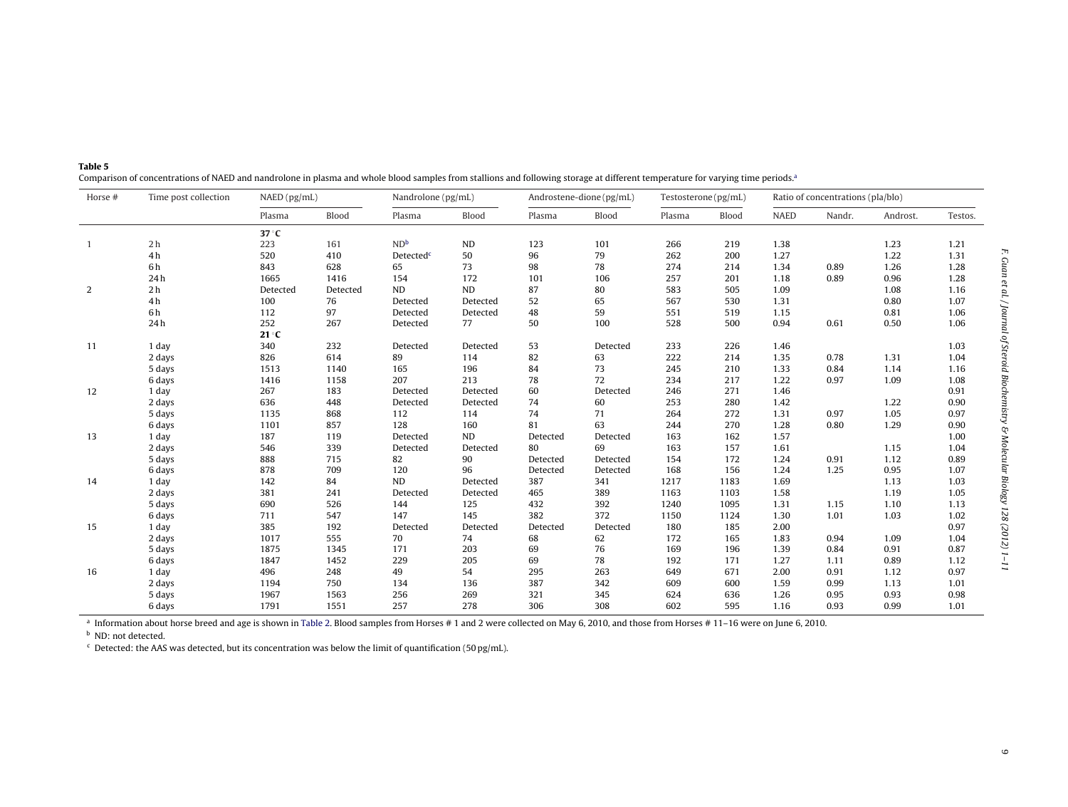**Table 5**
Comparison of concentrations of NAED and nandrolone in plasma and whole blood samples from stallions and following storage at different temperature for varying time periods.[a]

| Horse # | Time post collection | NAED (pg/mL) | | Nandrolone (pg/mL) | | Androstene-dione (pg/mL) | | Testosterone (pg/mL) | | Ratio of concentrations (pla/blo) | | | |
|---|---|---|---|---|---|---|---|---|---|---|---|---|---|
| | | Plasma | Blood | Plasma | Blood | Plasma | Blood | Plasma | Blood | NAED | Nandr. | Androst. | Testos. |
| | | **37 °C** | | | | | | | | | | | |
| 1 | 2 h | 223 | 161 | ND[b] | ND | 123 | 101 | 266 | 219 | 1.38 | | 1.23 | 1.21 |
| | 4 h | 520 | 410 | Detected[c] | 50 | 96 | 79 | 262 | 200 | 1.27 | | 1.22 | 1.31 |
| | 6 h | 843 | 628 | 65 | 73 | 98 | 78 | 274 | 214 | 1.34 | 0.89 | 1.26 | 1.28 |
| | 24 h | 1665 | 1416 | 154 | 172 | 101 | 106 | 257 | 201 | 1.18 | 0.89 | 0.96 | 1.28 |
| 2 | 2 h | Detected | Detected | ND | ND | 87 | 80 | 583 | 505 | 1.09 | | 1.08 | 1.16 |
| | 4 h | 100 | 76 | Detected | Detected | 52 | 65 | 567 | 530 | 1.31 | | 0.80 | 1.07 |
| | 6 h | 112 | 97 | Detected | Detected | 48 | 59 | 551 | 519 | 1.15 | | 0.81 | 1.06 |
| | 24 h | 252 | 267 | Detected | 77 | 50 | 100 | 528 | 500 | 0.94 | 0.61 | 0.50 | 1.06 |
| | | **21 °C** | | | | | | | | | | | |
| 11 | 1 day | 340 | 232 | Detected | Detected | 53 | Detected | 233 | 226 | 1.46 | | | 1.03 |
| | 2 days | 826 | 614 | 89 | 114 | 82 | 63 | 222 | 214 | 1.35 | 0.78 | 1.31 | 1.04 |
| | 5 days | 1513 | 1140 | 165 | 196 | 84 | 73 | 245 | 210 | 1.33 | 0.84 | 1.14 | 1.16 |
| | 6 days | 1416 | 1158 | 207 | 213 | 78 | 72 | 234 | 217 | 1.22 | 0.97 | 1.09 | 1.08 |
| 12 | 1 day | 267 | 183 | Detected | Detected | 60 | Detected | 246 | 271 | 1.46 | | | 0.91 |
| | 2 days | 636 | 448 | Detected | Detected | 74 | 60 | 253 | 280 | 1.42 | | 1.22 | 0.90 |
| | 5 days | 1135 | 868 | 112 | 114 | 74 | 71 | 264 | 272 | 1.31 | 0.97 | 1.05 | 0.97 |
| | 6 days | 1101 | 857 | 128 | 160 | 81 | 63 | 244 | 270 | 1.28 | 0.80 | 1.29 | 0.90 |
| 13 | 1 day | 187 | 119 | Detected | ND | Detected | Detected | 163 | 162 | 1.57 | | | 1.00 |
| | 2 days | 546 | 339 | Detected | Detected | 80 | 69 | 163 | 157 | 1.61 | | 1.15 | 1.04 |
| | 5 days | 888 | 715 | 82 | 90 | Detected | Detected | 154 | 172 | 1.24 | 0.91 | 1.12 | 0.89 |
| | 6 days | 878 | 709 | 120 | 96 | Detected | Detected | 168 | 156 | 1.24 | 1.25 | 0.95 | 1.07 |
| 14 | 1 day | 142 | 84 | ND | Detected | 387 | 341 | 1217 | 1183 | 1.69 | | 1.13 | 1.03 |
| | 2 days | 381 | 241 | Detected | Detected | 465 | 389 | 1163 | 1103 | 1.58 | | 1.19 | 1.05 |
| | 5 days | 690 | 526 | 144 | 125 | 432 | 392 | 1240 | 1095 | 1.31 | 1.15 | 1.10 | 1.13 |
| | 6 days | 711 | 547 | 147 | 145 | 382 | 372 | 1150 | 1124 | 1.30 | 1.01 | 1.03 | 1.02 |
| 15 | 1 day | 385 | 192 | Detected | Detected | Detected | Detected | 180 | 185 | 2.00 | | | 0.97 |
| | 2 days | 1017 | 555 | 70 | 74 | 68 | 62 | 172 | 165 | 1.83 | 0.94 | 1.09 | 1.04 |
| | 5 days | 1875 | 1345 | 171 | 203 | 69 | 76 | 169 | 196 | 1.39 | 0.84 | 0.91 | 0.87 |
| | 6 days | 1847 | 1452 | 229 | 205 | 69 | 78 | 192 | 171 | 1.27 | 1.11 | 0.89 | 1.12 |
| 16 | 1 day | 496 | 248 | 49 | 54 | 295 | 263 | 649 | 671 | 2.00 | 0.91 | 1.12 | 0.97 |
| | 2 days | 1194 | 750 | 134 | 136 | 387 | 342 | 609 | 600 | 1.59 | 0.99 | 1.13 | 1.01 |
| | 5 days | 1967 | 1563 | 256 | 269 | 321 | 345 | 624 | 636 | 1.26 | 0.95 | 0.93 | 0.98 |
| | 6 days | 1791 | 1551 | 257 | 278 | 306 | 308 | 602 | 595 | 1.16 | 0.93 | 0.99 | 1.01 |

[a] Information about horse breed and age is shown in Table 2. Blood samples from Horses # 1 and 2 were collected on May 6, 2010, and those from Horses # 11–16 were on June 6, 2010.

[b] ND: not detected.

[c] Detected: the AAS was detected, but its concentration was below the limit of quantification (50 pg/mL).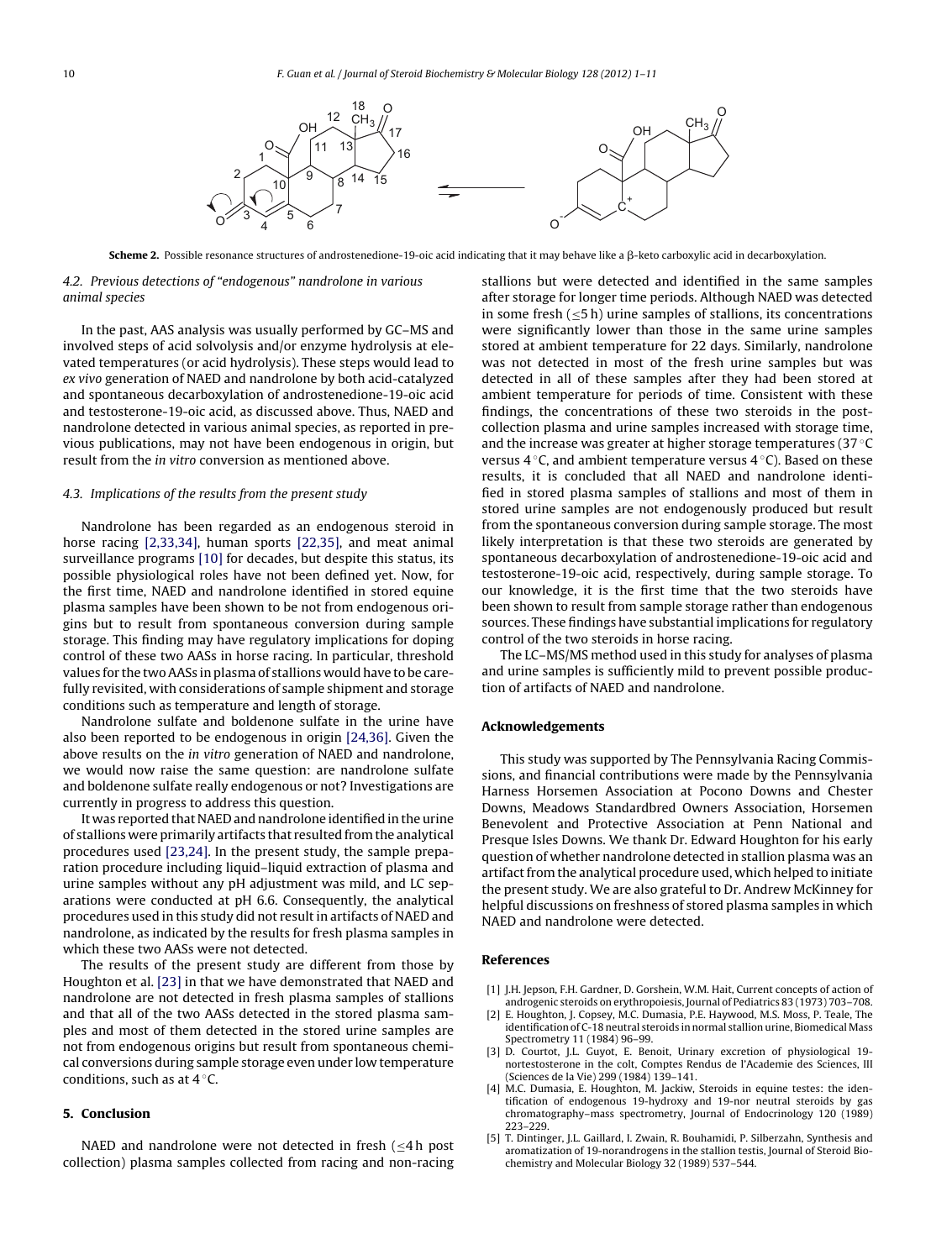**Scheme 2.** Possible resonance structures of androstenedione-19-oic acid indicating that it may behave like a β-keto carboxylic acid in decarboxylation.

### 4.2. Previous detections of "endogenous" nandrolone in various animal species

In the past, AAS analysis was usually performed by GC–MS and involved steps of acid solvolysis and/or enzyme hydrolysis at elevated temperatures (or acid hydrolysis). These steps would lead to *ex vivo* generation of NAED and nandrolone by both acid-catalyzed and spontaneous decarboxylation of androstenedione-19-oic acid and testosterone-19-oic acid, as discussed above. Thus, NAED and nandrolone detected in various animal species, as reported in previous publications, may not have been endogenous in origin, but result from the *in vitro* conversion as mentioned above.

### 4.3. Implications of the results from the present study

Nandrolone has been regarded as an endogenous steroid in horse racing [2,33,34], human sports [22,35], and meat animal surveillance programs [10] for decades, but despite this status, its possible physiological roles have not been defined yet. Now, for the first time, NAED and nandrolone identified in stored equine plasma samples have been shown to be not from endogenous origins but to result from spontaneous conversion during sample storage. This finding may have regulatory implications for doping control of these two AASs in horse racing. In particular, threshold values for the two AASs in plasma of stallions would have to be carefully revisited, with considerations of sample shipment and storage conditions such as temperature and length of storage.

Nandrolone sulfate and boldenone sulfate in the urine have also been reported to be endogenous in origin [24,36]. Given the above results on the *in vitro* generation of NAED and nandrolone, we would now raise the same question: are nandrolone sulfate and boldenone sulfate really endogenous or not? Investigations are currently in progress to address this question.

It was reported that NAED and nandrolone identified in the urine of stallions were primarily artifacts that resulted from the analytical procedures used [23,24]. In the present study, the sample preparation procedure including liquid–liquid extraction of plasma and urine samples without any pH adjustment was mild, and LC separations were conducted at pH 6.6. Consequently, the analytical procedures used in this study did not result in artifacts of NAED and nandrolone, as indicated by the results for fresh plasma samples in which these two AASs were not detected.

The results of the present study are different from those by Houghton et al. [23] in that we have demonstrated that NAED and nandrolone are not detected in fresh plasma samples of stallions and that all of the two AASs detected in the stored plasma samples and most of them detected in the stored urine samples are not from endogenous origins but result from spontaneous chemical conversions during sample storage even under low temperature conditions, such as at 4 °C.

## 5. Conclusion

NAED and nandrolone were not detected in fresh (≤4 h post collection) plasma samples collected from racing and non-racing stallions but were detected and identified in the same samples after storage for longer time periods. Although NAED was detected in some fresh (≤5 h) urine samples of stallions, its concentrations were significantly lower than those in the same urine samples stored at ambient temperature for 22 days. Similarly, nandrolone was not detected in most of the fresh urine samples but was detected in all of these samples after they had been stored at ambient temperature for periods of time. Consistent with these findings, the concentrations of these two steroids in the post-collection plasma and urine samples increased with storage time, and the increase was greater at higher storage temperatures (37 °C versus 4 °C, and ambient temperature versus 4 °C). Based on these results, it is concluded that all NAED and nandrolone identified in stored plasma samples of stallions and most of them in stored urine samples are not endogenously produced but result from the spontaneous conversion during sample storage. The most likely interpretation is that these two steroids are generated by spontaneous decarboxylation of androstenedione-19-oic acid and testosterone-19-oic acid, respectively, during sample storage. To our knowledge, it is the first time that the two steroids have been shown to result from sample storage rather than endogenous sources. These findings have substantial implications for regulatory control of the two steroids in horse racing.

The LC–MS/MS method used in this study for analyses of plasma and urine samples is sufficiently mild to prevent possible production of artifacts of NAED and nandrolone.

## Acknowledgements

This study was supported by The Pennsylvania Racing Commissions, and financial contributions were made by the Pennsylvania Harness Horsemen Association at Pocono Downs and Chester Downs, Meadows Standardbred Owners Association, Horsemen Benevolent and Protective Association at Penn National and Presque Isles Downs. We thank Dr. Edward Houghton for his early question of whether nandrolone detected in stallion plasma was an artifact from the analytical procedure used, which helped to initiate the present study. We are also grateful to Dr. Andrew McKinney for helpful discussions on freshness of stored plasma samples in which NAED and nandrolone were detected.

## References

[1] J.H. Jepson, F.H. Gardner, D. Gorshein, W.M. Hait, Current concepts of action of androgenic steroids on erythropoiesis, Journal of Pediatrics 83 (1973) 703–708.

[2] E. Houghton, J. Copsey, M.C. Dumasia, P.E. Haywood, M.S. Moss, P. Teale, The identification of C-18 neutral steroids in normal stallion urine, Biomedical Mass Spectrometry 11 (1984) 96–99.

[3] D. Courtot, J.L. Guyot, E. Benoit, Urinary excretion of physiological 19-nortestosterone in the colt, Comptes Rendus de l'Academie des Sciences, III (Sciences de la Vie) 299 (1984) 139–141.

[4] M.C. Dumasia, E. Houghton, M. Jackiw, Steroids in equine testes: the identification of endogenous 19-hydroxy and 19-nor neutral steroids by gas chromatography–mass spectrometry, Journal of Endocrinology 120 (1989) 223–229.

[5] T. Dintinger, J.L. Gaillard, I. Zwain, R. Bouhamidi, P. Silberzahn, Synthesis and aromatization of 19-norandrogens in the stallion testis, Journal of Steroid Biochemistry and Molecular Biology 32 (1989) 537–544.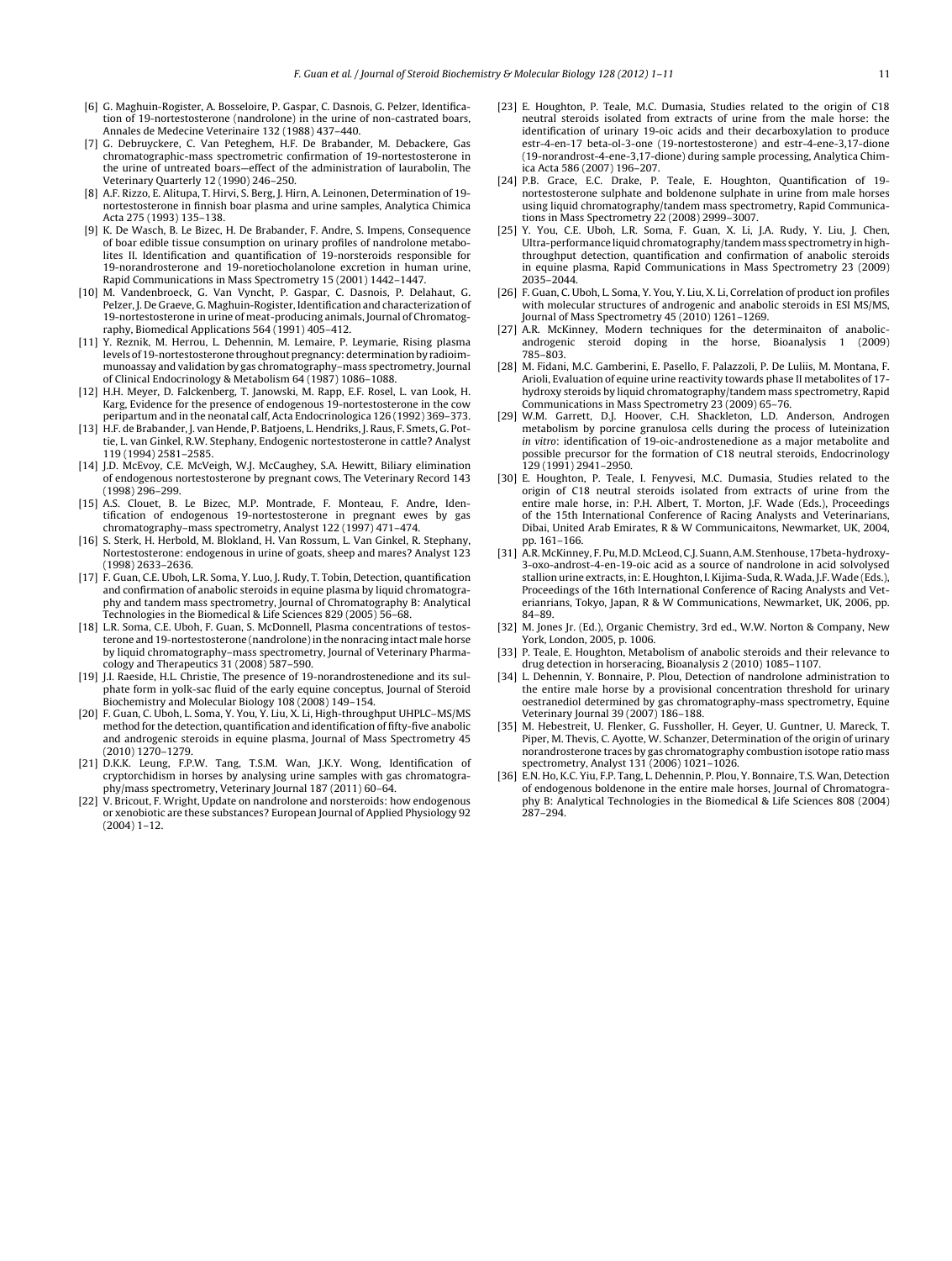[6] G. Maghuin-Rogister, A. Bosseloire, P. Gaspar, C. Dasnois, G. Pelzer, Identification of 19-nortestosterone (nandrolone) in the urine of non-castrated boars, Annales de Medecine Veterinaire 132 (1988) 437–440.

[7] G. Debruyckere, C. Van Peteghem, H.F. De Brabander, M. Debackere, Gas chromatographic-mass spectrometric confirmation of 19-nortestosterone in the urine of untreated boars—effect of the administration of laurabolin, The Veterinary Quarterly 12 (1990) 246–250.

[8] A.F. Rizzo, E. Alitupa, T. Hirvi, S. Berg, J. Hirn, A. Leinonen, Determination of 19-nortestosterone in finnish boar plasma and urine samples, Analytica Chimica Acta 275 (1993) 135–138.

[9] K. De Wasch, B. Le Bizec, H. De Brabander, F. Andre, S. Impens, Consequence of boar edible tissue consumption on urinary profiles of nandrolone metabolites II. Identification and quantification of 19-norsteroids responsible for 19-norandrosterone and 19-noretiocholanolone excretion in human urine, Rapid Communications in Mass Spectrometry 15 (2001) 1442–1447.

[10] M. Vandenbroeck, G. Van Vyncht, P. Gaspar, C. Dasnois, P. Delahaut, G. Pelzer, J. De Graeve, G. Maghuin-Rogister, Identification and characterization of 19-nortestosterone in urine of meat-producing animals, Journal of Chromatography, Biomedical Applications 564 (1991) 405–412.

[11] Y. Reznik, M. Herrou, L. Dehennin, M. Lemaire, P. Leymarie, Rising plasma levels of 19-nortestosterone throughout pregnancy: determination by radioimmunoassay and validation by gas chromatography–mass spectrometry, Journal of Clinical Endocrinology & Metabolism 64 (1987) 1086–1088.

[12] H.H. Meyer, D. Falckenberg, T. Janowski, M. Rapp, E.F. Rosel, L. van Look, H. Karg, Evidence for the presence of endogenous 19-nortestosterone in the cow peripartum and in the neonatal calf, Acta Endocrinologica 126 (1992) 369–373.

[13] H.F. de Brabander, J. van Hende, P. Batjoens, L. Hendriks, J. Raus, F. Smets, G. Pottie, L. van Ginkel, R.W. Stephany, Endogenic nortestosterone in cattle? Analyst 119 (1994) 2581–2585.

[14] J.D. McEvoy, C.E. McVeigh, W.J. McCaughey, S.A. Hewitt, Biliary elimination of endogenous nortestosterone by pregnant cows, The Veterinary Record 143 (1998) 296–299.

[15] A.S. Clouet, B. Le Bizec, M.P. Montrade, F. Monteau, F. Andre, Identification of endogenous 19-nortestosterone in pregnant ewes by gas chromatography–mass spectrometry, Analyst 122 (1997) 471–474.

[16] S. Sterk, H. Herbold, M. Blokland, H. Van Rossum, L. Van Ginkel, R. Stephany, Nortestosterone: endogenous in urine of goats, sheep and mares? Analyst 123 (1998) 2633–2636.

[17] F. Guan, C.E. Uboh, L.R. Soma, Y. Luo, J. Rudy, T. Tobin, Detection, quantification and confirmation of anabolic steroids in equine plasma by liquid chromatography and tandem mass spectrometry, Journal of Chromatography B: Analytical Technologies in the Biomedical & Life Sciences 829 (2005) 56–68.

[18] L.R. Soma, C.E. Uboh, F. Guan, S. McDonnell, Plasma concentrations of testosterone and 19-nortestosterone (nandrolone) in the nonracing intact male horse by liquid chromatography–mass spectrometry, Journal of Veterinary Pharmacology and Therapeutics 31 (2008) 587–590.

[19] J.I. Raeside, H.L. Christie, The presence of 19-norandrostenedione and its sulphate form in yolk-sac fluid of the early equine conceptus, Journal of Steroid Biochemistry and Molecular Biology 108 (2008) 149–154.

[20] F. Guan, C. Uboh, L. Soma, Y. You, Y. Liu, X. Li, High-throughput UHPLC–MS/MS method for the detection, quantification and identification of fifty-five anabolic and androgenic steroids in equine plasma, Journal of Mass Spectrometry 45 (2010) 1270–1279.

[21] D.K.K. Leung, F.P.W. Tang, T.S.M. Wan, J.K.Y. Wong, Identification of cryptorchidism in horses by analysing urine samples with gas chromatography/mass spectrometry, Veterinary Journal 187 (2011) 60–64.

[22] V. Bricout, F. Wright, Update on nandrolone and norsteroids: how endogenous or xenobiotic are these substances? European Journal of Applied Physiology 92 (2004) 1–12.

[23] E. Houghton, P. Teale, M.C. Dumasia, Studies related to the origin of C18 neutral steroids isolated from extracts of urine from the male horse: the identification of urinary 19-oic acids and their decarboxylation to produce estr-4-en-17 beta-ol-3-one (19-nortestosterone) and estr-4-ene-3,17-dione (19-norandrost-4-ene-3,17-dione) during sample processing, Analytica Chimica Acta 586 (2007) 196–207.

[24] P.B. Grace, E.C. Drake, P. Teale, E. Houghton, Quantification of 19-nortestosterone sulphate and boldenone sulphate in urine from male horses using liquid chromatography/tandem mass spectrometry, Rapid Communications in Mass Spectrometry 22 (2008) 2999–3007.

[25] Y. You, C.E. Uboh, L.R. Soma, F. Guan, X. Li, J.A. Rudy, Y. Liu, J. Chen, Ultra-performance liquid chromatography/tandem mass spectrometry in high-throughput detection, quantification and confirmation of anabolic steroids in equine plasma, Rapid Communications in Mass Spectrometry 23 (2009) 2035–2044.

[26] F. Guan, C. Uboh, L. Soma, Y. You, Y. Liu, X. Li, Correlation of product ion profiles with molecular structures of androgenic and anabolic steroids in ESI MS/MS, Journal of Mass Spectrometry 45 (2010) 1261–1269.

[27] A.R. McKinney, Modern techniques for the determinaiton of anabolic-androgenic steroid doping in the horse, Bioanalysis 1 (2009) 785–803.

[28] M. Fidani, M.C. Gamberini, E. Pasello, F. Palazzoli, P. De Luiis, M. Montana, F. Arioli, Evaluation of equine urine reactivity towards phase II metabolites of 17-hydroxy steroids by liquid chromatography/tandem mass spectrometry, Rapid Communications in Mass Spectrometry 23 (2009) 65–76.

[29] W.M. Garrett, D.J. Hoover, C.H. Shackleton, L.D. Anderson, Androgen metabolism by porcine granulosa cells during the process of luteinization *in vitro*: identification of 19-oic-androstenedione as a major metabolite and possible precursor for the formation of C18 neutral steroids, Endocrinology 129 (1991) 2941–2950.

[30] E. Houghton, P. Teale, I. Fenyvesi, M.C. Dumasia, Studies related to the origin of C18 neutral steroids isolated from extracts of urine from the entire male horse, in: P.H. Albert, T. Morton, J.F. Wade (Eds.), Proceedings of the 15th International Conference of Racing Analysts and Veterinarians, Dibai, United Arab Emirates, R & W Communicaitons, Newmarket, UK, 2004, pp. 161–166.

[31] A.R. McKinney, F. Pu, M.D. McLeod, C.J. Suann, A.M. Stenhouse, 17beta-hydroxy-3-oxo-androst-4-en-19-oic acid as a source of nandrolone in acid solvolysed stallion urine extracts, in: E. Houghton, I. Kijima-Suda, R. Wada, J.F. Wade (Eds.), Proceedings of the 16th International Conference of Racing Analysts and Veterianrians, Tokyo, Japan, R & W Communications, Newmarket, UK, 2006, pp. 84–89.

[32] M. Jones Jr. (Ed.), Organic Chemistry, 3rd ed., W.W. Norton & Company, New York, London, 2005, p. 1006.

[33] P. Teale, E. Houghton, Metabolism of anabolic steroids and their relevance to drug detection in horseracing, Bioanalysis 2 (2010) 1085–1107.

[34] L. Dehennin, Y. Bonnaire, P. Plou, Detection of nandrolone administration to the entire male horse by a provisional concentration threshold for urinary oestranediol determined by gas chromatography-mass spectrometry, Equine Veterinary Journal 39 (2007) 186–188.

[35] M. Hebestreit, U. Flenker, G. Fussholler, H. Geyer, U. Guntner, U. Mareck, T. Piper, M. Thevis, C. Ayotte, W. Schanzer, Determination of the origin of urinary norandrosterone traces by gas chromatography combustion isotope ratio mass spectrometry, Analyst 131 (2006) 1021–1026.

[36] E.N. Ho, K.C. Yiu, F.P. Tang, L. Dehennin, P. Plou, Y. Bonnaire, T.S. Wan, Detection of endogenous boldenone in the entire male horses, Journal of Chromatography B: Analytical Technologies in the Biomedical & Life Sciences 808 (2004) 287–294.